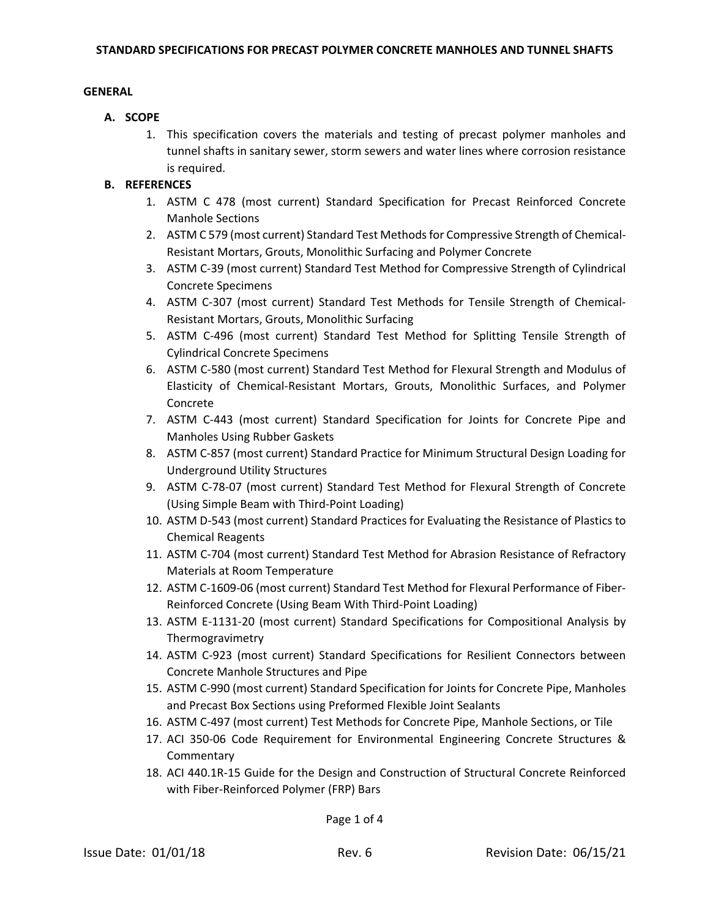# STANDARD SPECIFICATIONS FOR PRECAST POLYMER CONCRETE MANHOLES AND TUNNEL SHAFTS

## GENERAL

### A. SCOPE

1. This specification covers the materials and testing of precast polymer manholes and tunnel shafts in sanitary sewer, storm sewers and water lines where corrosion resistance is required.

### B. REFERENCES

1. ASTM C 478 (most current) Standard Specification for Precast Reinforced Concrete Manhole Sections
2. ASTM C 579 (most current) Standard Test Methods for Compressive Strength of Chemical-Resistant Mortars, Grouts, Monolithic Surfacing and Polymer Concrete
3. ASTM C-39 (most current) Standard Test Method for Compressive Strength of Cylindrical Concrete Specimens
4. ASTM C-307 (most current) Standard Test Methods for Tensile Strength of Chemical-Resistant Mortars, Grouts, Monolithic Surfacing
5. ASTM C-496 (most current) Standard Test Method for Splitting Tensile Strength of Cylindrical Concrete Specimens
6. ASTM C-580 (most current) Standard Test Method for Flexural Strength and Modulus of Elasticity of Chemical-Resistant Mortars, Grouts, Monolithic Surfaces, and Polymer Concrete
7. ASTM C-443 (most current) Standard Specification for Joints for Concrete Pipe and Manholes Using Rubber Gaskets
8. ASTM C-857 (most current) Standard Practice for Minimum Structural Design Loading for Underground Utility Structures
9. ASTM C-78-07 (most current) Standard Test Method for Flexural Strength of Concrete (Using Simple Beam with Third-Point Loading)
10. ASTM D-543 (most current) Standard Practices for Evaluating the Resistance of Plastics to Chemical Reagents
11. ASTM C-704 (most current) Standard Test Method for Abrasion Resistance of Refractory Materials at Room Temperature
12. ASTM C-1609-06 (most current) Standard Test Method for Flexural Performance of Fiber-Reinforced Concrete (Using Beam With Third-Point Loading)
13. ASTM E-1131-20 (most current) Standard Specifications for Compositional Analysis by Thermogravimetry
14. ASTM C-923 (most current) Standard Specifications for Resilient Connectors between Concrete Manhole Structures and Pipe
15. ASTM C-990 (most current) Standard Specification for Joints for Concrete Pipe, Manholes and Precast Box Sections using Preformed Flexible Joint Sealants
16. ASTM C-497 (most current) Test Methods for Concrete Pipe, Manhole Sections, or Tile
17. ACI 350-06 Code Requirement for Environmental Engineering Concrete Structures & Commentary
18. ACI 440.1R-15 Guide for the Design and Construction of Structural Concrete Reinforced with Fiber-Reinforced Polymer (FRP) Bars

Issue Date: 01/01/18 Rev. 6 Revision Date: 06/15/21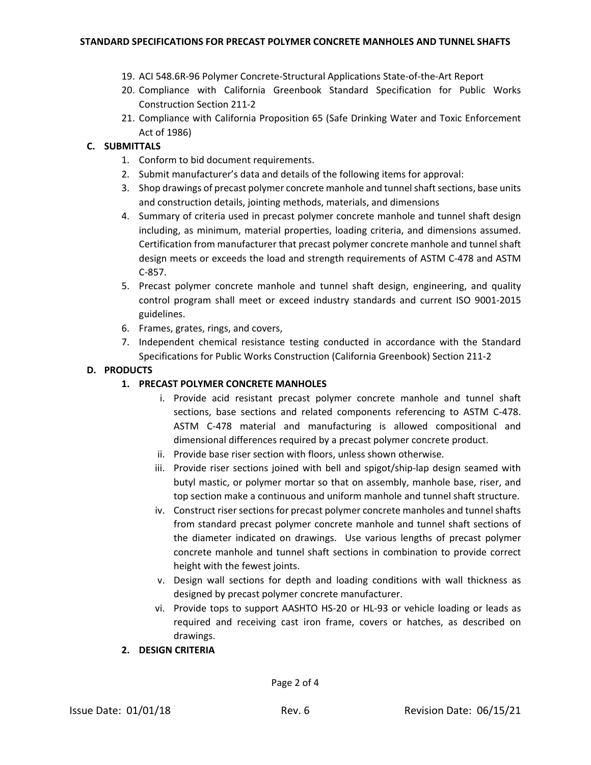19. ACI 548.6R-96 Polymer Concrete-Structural Applications State-of-the-Art Report
20. Compliance with California Greenbook Standard Specification for Public Works Construction Section 211-2
21. Compliance with California Proposition 65 (Safe Drinking Water and Toxic Enforcement Act of 1986)

**C. SUBMITTALS**

1. Conform to bid document requirements.
2. Submit manufacturer's data and details of the following items for approval:
3. Shop drawings of precast polymer concrete manhole and tunnel shaft sections, base units and construction details, jointing methods, materials, and dimensions
4. Summary of criteria used in precast polymer concrete manhole and tunnel shaft design including, as minimum, material properties, loading criteria, and dimensions assumed. Certification from manufacturer that precast polymer concrete manhole and tunnel shaft design meets or exceeds the load and strength requirements of ASTM C-478 and ASTM C-857.
5. Precast polymer concrete manhole and tunnel shaft design, engineering, and quality control program shall meet or exceed industry standards and current ISO 9001-2015 guidelines.
6. Frames, grates, rings, and covers,
7. Independent chemical resistance testing conducted in accordance with the Standard Specifications for Public Works Construction (California Greenbook) Section 211-2

**D. PRODUCTS**

**1. PRECAST POLYMER CONCRETE MANHOLES**

i. Provide acid resistant precast polymer concrete manhole and tunnel shaft sections, base sections and related components referencing to ASTM C-478. ASTM C-478 material and manufacturing is allowed compositional and dimensional differences required by a precast polymer concrete product.

ii. Provide base riser section with floors, unless shown otherwise.

iii. Provide riser sections joined with bell and spigot/ship-lap design seamed with butyl mastic, or polymer mortar so that on assembly, manhole base, riser, and top section make a continuous and uniform manhole and tunnel shaft structure.

iv. Construct riser sections for precast polymer concrete manholes and tunnel shafts from standard precast polymer concrete manhole and tunnel shaft sections of the diameter indicated on drawings. Use various lengths of precast polymer concrete manhole and tunnel shaft sections in combination to provide correct height with the fewest joints.

v. Design wall sections for depth and loading conditions with wall thickness as designed by precast polymer concrete manufacturer.

vi. Provide tops to support AASHTO HS-20 or HL-93 or vehicle loading or leads as required and receiving cast iron frame, covers or hatches, as described on drawings.

**2. DESIGN CRITERIA**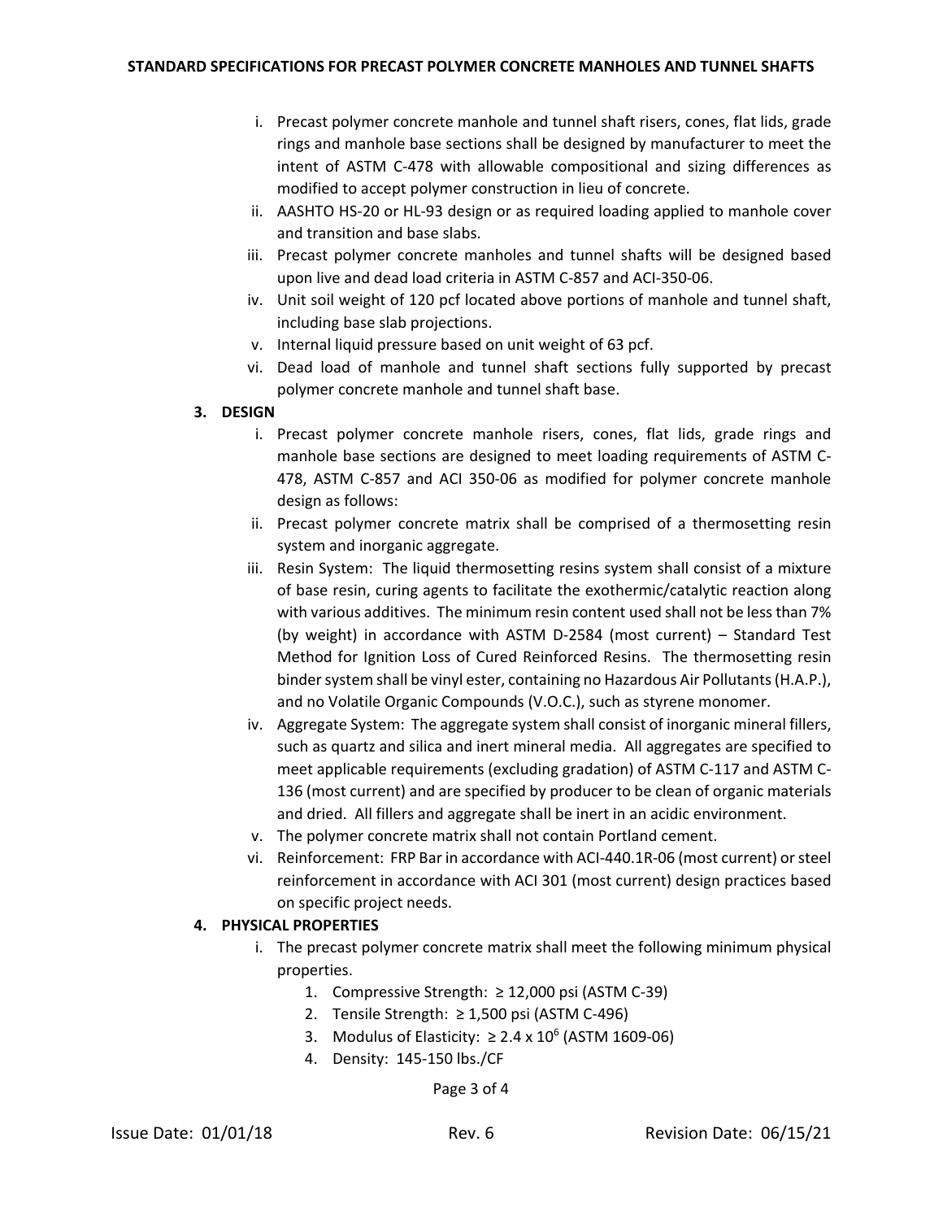i. Precast polymer concrete manhole and tunnel shaft risers, cones, flat lids, grade rings and manhole base sections shall be designed by manufacturer to meet the intent of ASTM C-478 with allowable compositional and sizing differences as modified to accept polymer construction in lieu of concrete.
ii. AASHTO HS-20 or HL-93 design or as required loading applied to manhole cover and transition and base slabs.
iii. Precast polymer concrete manholes and tunnel shafts will be designed based upon live and dead load criteria in ASTM C-857 and ACI-350-06.
iv. Unit soil weight of 120 pcf located above portions of manhole and tunnel shaft, including base slab projections.
v. Internal liquid pressure based on unit weight of 63 pcf.
vi. Dead load of manhole and tunnel shaft sections fully supported by precast polymer concrete manhole and tunnel shaft base.

## 3. DESIGN

i. Precast polymer concrete manhole risers, cones, flat lids, grade rings and manhole base sections are designed to meet loading requirements of ASTM C-478, ASTM C-857 and ACI 350-06 as modified for polymer concrete manhole design as follows:
ii. Precast polymer concrete matrix shall be comprised of a thermosetting resin system and inorganic aggregate.
iii. Resin System: The liquid thermosetting resins system shall consist of a mixture of base resin, curing agents to facilitate the exothermic/catalytic reaction along with various additives. The minimum resin content used shall not be less than 7% (by weight) in accordance with ASTM D-2584 (most current) – Standard Test Method for Ignition Loss of Cured Reinforced Resins. The thermosetting resin binder system shall be vinyl ester, containing no Hazardous Air Pollutants (H.A.P.), and no Volatile Organic Compounds (V.O.C.), such as styrene monomer.
iv. Aggregate System: The aggregate system shall consist of inorganic mineral fillers, such as quartz and silica and inert mineral media. All aggregates are specified to meet applicable requirements (excluding gradation) of ASTM C-117 and ASTM C-136 (most current) and are specified by producer to be clean of organic materials and dried. All fillers and aggregate shall be inert in an acidic environment.
v. The polymer concrete matrix shall not contain Portland cement.
vi. Reinforcement: FRP Bar in accordance with ACI-440.1R-06 (most current) or steel reinforcement in accordance with ACI 301 (most current) design practices based on specific project needs.

## 4. PHYSICAL PROPERTIES

i. The precast polymer concrete matrix shall meet the following minimum physical properties.
   1. Compressive Strength: ≥ 12,000 psi (ASTM C-39)
   2. Tensile Strength: ≥ 1,500 psi (ASTM C-496)
   3. Modulus of Elasticity: ≥ $2.4 \times 10^6$ (ASTM 1609-06)
   4. Density: 145-150 lbs./CF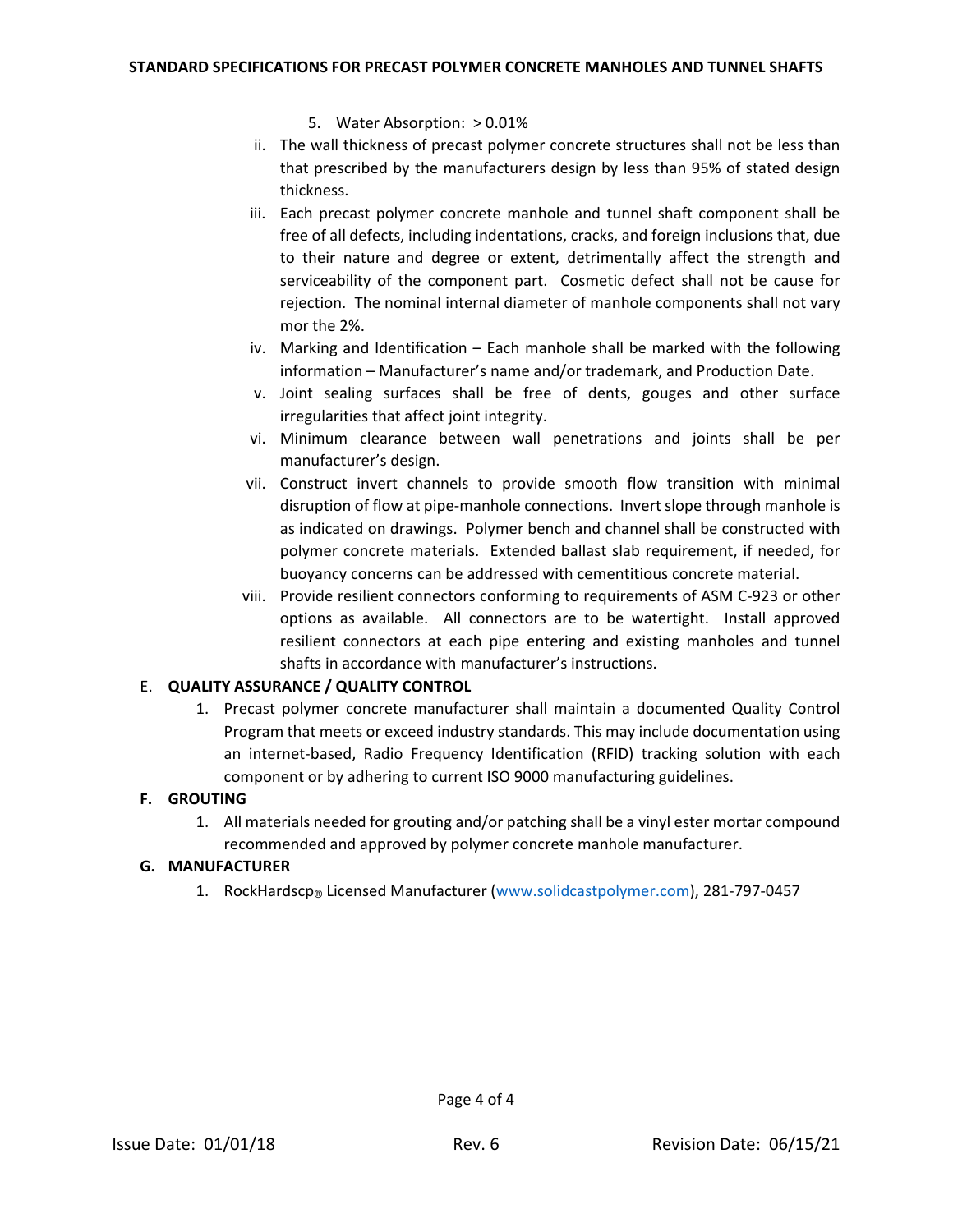5. Water Absorption: > 0.01%

ii. The wall thickness of precast polymer concrete structures shall not be less than that prescribed by the manufacturers design by less than 95% of stated design thickness.

iii. Each precast polymer concrete manhole and tunnel shaft component shall be free of all defects, including indentations, cracks, and foreign inclusions that, due to their nature and degree or extent, detrimentally affect the strength and serviceability of the component part. Cosmetic defect shall not be cause for rejection. The nominal internal diameter of manhole components shall not vary mor the 2%.

iv. Marking and Identification – Each manhole shall be marked with the following information – Manufacturer's name and/or trademark, and Production Date.

v. Joint sealing surfaces shall be free of dents, gouges and other surface irregularities that affect joint integrity.

vi. Minimum clearance between wall penetrations and joints shall be per manufacturer's design.

vii. Construct invert channels to provide smooth flow transition with minimal disruption of flow at pipe-manhole connections. Invert slope through manhole is as indicated on drawings. Polymer bench and channel shall be constructed with polymer concrete materials. Extended ballast slab requirement, if needed, for buoyancy concerns can be addressed with cementitious concrete material.

viii. Provide resilient connectors conforming to requirements of ASM C-923 or other options as available. All connectors are to be watertight. Install approved resilient connectors at each pipe entering and existing manholes and tunnel shafts in accordance with manufacturer's instructions.

E. **QUALITY ASSURANCE / QUALITY CONTROL**

1. Precast polymer concrete manufacturer shall maintain a documented Quality Control Program that meets or exceed industry standards. This may include documentation using an internet-based, Radio Frequency Identification (RFID) tracking solution with each component or by adhering to current ISO 9000 manufacturing guidelines.

**F. GROUTING**

1. All materials needed for grouting and/or patching shall be a vinyl ester mortar compound recommended and approved by polymer concrete manhole manufacturer.

**G. MANUFACTURER**

1. RockHardscp® Licensed Manufacturer (www.solidcastpolymer.com), 281-797-0457